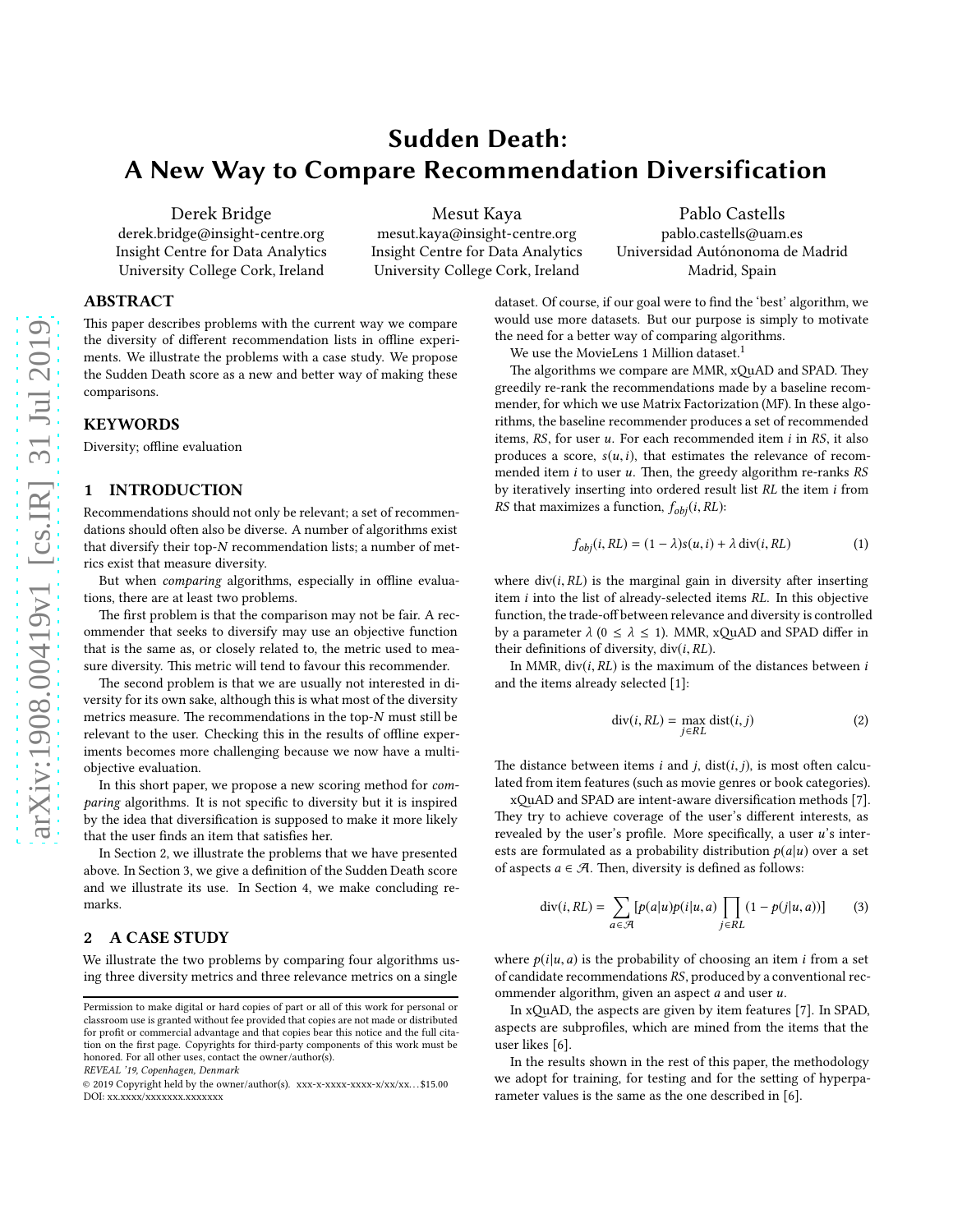# Sudden Death: A New Way to Compare Recommendation Diversification

Derek Bridge
derek.bridge@insight-centre.org
Insight Centre for Data Analytics
University College Cork, Ireland

Mesut Kaya
mesut.kaya@insight-centre.org
Insight Centre for Data Analytics
University College Cork, Ireland

Pablo Castells
pablo.castells@uam.es
Universidad Autónonoma de Madrid
Madrid, Spain

## ABSTRACT

This paper describes problems with the current way we compare the diversity of different recommendation lists in offline experiments. We illustrate the problems with a case study. We propose the Sudden Death score as a new and better way of making these comparisons.

## KEYWORDS

Diversity; offline evaluation

## 1 INTRODUCTION

Recommendations should not only be relevant; a set of recommendations should often also be diverse. A number of algorithms exist that diversify their top-$N$ recommendation lists; a number of metrics exist that measure diversity.

But when *comparing* algorithms, especially in offline evaluations, there are at least two problems.

The first problem is that the comparison may not be fair. A recommender that seeks to diversify may use an objective function that is the same as, or closely related to, the metric used to measure diversity. This metric will tend to favour this recommender.

The second problem is that we are usually not interested in diversity for its own sake, although this is what most of the diversity metrics measure. The recommendations in the top-$N$ must still be relevant to the user. Checking this in the results of offline experiments becomes more challenging because we now have a multi-objective evaluation.

In this short paper, we propose a new scoring method for *comparing* algorithms. It is not specific to diversity but it is inspired by the idea that diversification is supposed to make it more likely that the user finds an item that satisfies her.

In Section 2, we illustrate the problems that we have presented above. In Section 3, we give a definition of the Sudden Death score and we illustrate its use. In Section 4, we make concluding remarks.

## 2 A CASE STUDY

We illustrate the two problems by comparing four algorithms using three diversity metrics and three relevance metrics on a single dataset. Of course, if our goal were to find the 'best' algorithm, we would use more datasets. But our purpose is simply to motivate the need for a better way of comparing algorithms.

We use the MovieLens 1 Million dataset.[1]

The algorithms we compare are MMR, xQuAD and SPAD. They greedily re-rank the recommendations made by a baseline recommender, for which we use Matrix Factorization (MF). In these algorithms, the baseline recommender produces a set of recommended items, $RS$, for user $u$. For each recommended item $i$ in $RS$, it also produces a score, $s(u,i)$, that estimates the relevance of recommended item $i$ to user $u$. Then, the greedy algorithm re-ranks $RS$ by iteratively inserting into ordered result list $RL$ the item $i$ from $RS$ that maximizes a function, $f_{obj}(i, RL)$:

$$f_{obj}(i, RL) = (1 - \lambda)s(u,i) + \lambda\, \mathrm{div}(i, RL) \tag{1}$$

where $\mathrm{div}(i, RL)$ is the marginal gain in diversity after inserting item $i$ into the list of already-selected items $RL$. In this objective function, the trade-off between relevance and diversity is controlled by a parameter $\lambda$ ($0 \leq \lambda \leq 1$). MMR, xQuAD and SPAD differ in their definitions of diversity, $\mathrm{div}(i, RL)$.

In MMR, $\mathrm{div}(i, RL)$ is the maximum of the distances between $i$ and the items already selected [1]:

$$\mathrm{div}(i, RL) = \max_{j \in RL} \mathrm{dist}(i, j) \tag{2}$$

The distance between items $i$ and $j$, $\mathrm{dist}(i, j)$, is most often calculated from item features (such as movie genres or book categories).

xQuAD and SPAD are intent-aware diversification methods [7]. They try to achieve coverage of the user's different interests, as revealed by the user's profile. More specifically, a user $u$'s interests are formulated as a probability distribution $p(a|u)$ over a set of aspects $a \in \mathcal{A}$. Then, diversity is defined as follows:

$$\mathrm{div}(i, RL) = \sum_{a \in \mathcal{A}} [p(a|u)p(i|u,a) \prod_{j \in RL} (1 - p(j|u,a))] \tag{3}$$

where $p(i|u,a)$ is the probability of choosing an item $i$ from a set of candidate recommendations $RS$, produced by a conventional recommender algorithm, given an aspect $a$ and user $u$.

In xQuAD, the aspects are given by item features [7]. In SPAD, aspects are subprofiles, which are mined from the items that the user likes [6].

In the results shown in the rest of this paper, the methodology we adopt for training, for testing and for the setting of hyperparameter values is the same as the one described in [6].

---

Permission to make digital or hard copies of part or all of this work for personal or classroom use is granted without fee provided that copies are not made or distributed for profit or commercial advantage and that copies bear this notice and the full citation on the first page. Copyrights for third-party components of this work must be honored. For all other uses, contact the owner/author(s).
*REVEAL '19, Copenhagen, Denmark*
© 2019 Copyright held by the owner/author(s). xxx-x-xxxx-xxxx-x/xx/xx...$15.00
DOI: xx.xxxx/xxxxxxx.xxxxxxx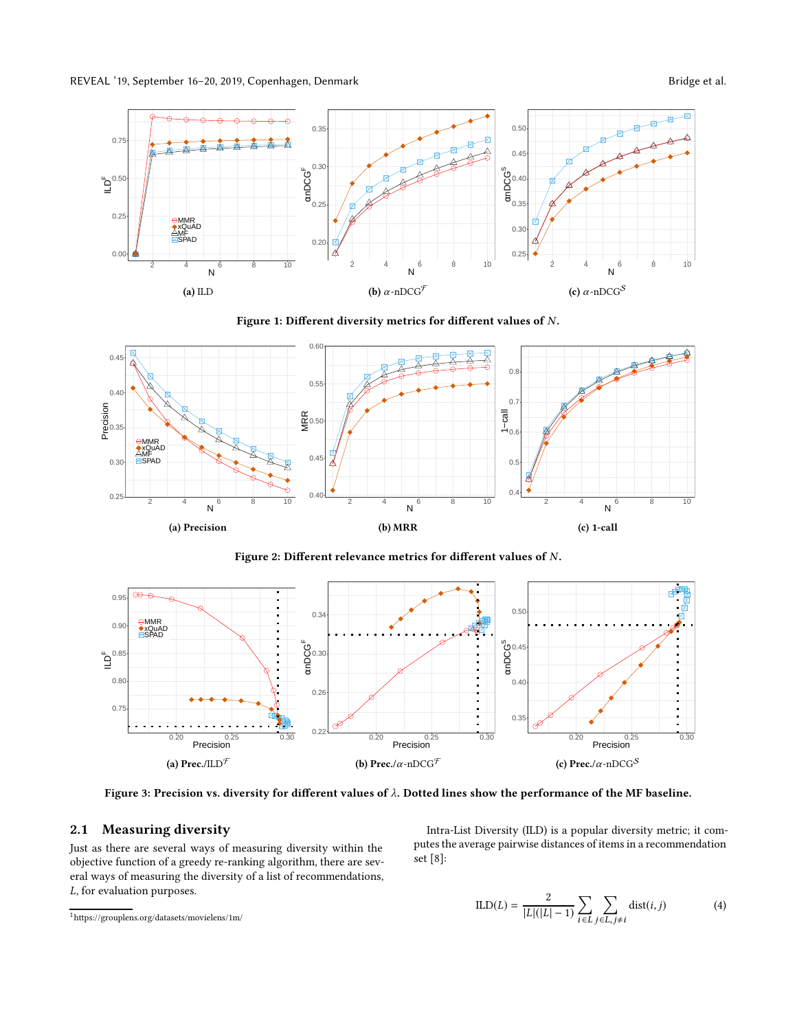(a) ILD

(b) $\alpha$-nDCG$^{\mathcal{F}}$

(c) $\alpha$-nDCG$^{\mathcal{S}}$

**Figure 1: Different diversity metrics for different values of $N$.**

(a) Precision

(b) MRR

(c) 1-call

**Figure 2: Different relevance metrics for different values of $N$.**

(a) Prec./ILD$^{\mathcal{F}}$

(b) Prec./$\alpha$-nDCG$^{\mathcal{F}}$

(c) Prec./$\alpha$-nDCG$^{\mathcal{S}}$

**Figure 3: Precision vs. diversity for different values of $\lambda$. Dotted lines show the performance of the MF baseline.**

## 2.1 Measuring diversity

Just as there are several ways of measuring diversity within the objective function of a greedy re-ranking algorithm, there are several ways of measuring the diversity of a list of recommendations, $L$, for evaluation purposes.

Intra-List Diversity (ILD) is a popular diversity metric; it computes the average pairwise distances of items in a recommendation set [8]:

$$\text{ILD}(L) = \frac{2}{|L|(|L|-1)} \sum_{i \in L} \sum_{j \in L, j \neq i} \text{dist}(i, j) \tag{4}$$

[1] https://grouplens.org/datasets/movielens/1m/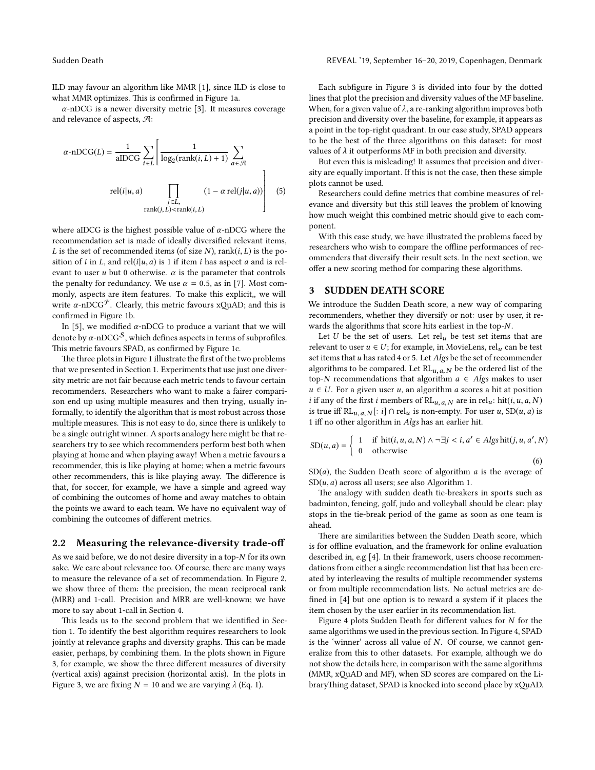ILD may favour an algorithm like MMR [1], since ILD is close to what MMR optimizes. This is confirmed in Figure 1a.

$\alpha$-nDCG is a newer diversity metric [3]. It measures coverage and relevance of aspects, $\mathcal{A}$:

$$\alpha\text{-nDCG}(L) = \frac{1}{\text{aIDCG}} \sum_{i \in L} \left[ \frac{1}{\log_2(\text{rank}(i, L) + 1)} \sum_{a \in \mathcal{A}} \text{rel}(i|u, a) \prod_{\substack{j \in L, \\ \text{rank}(j, L) < \text{rank}(i, L)}} (1 - \alpha\, \text{rel}(j|u, a)) \right] \quad (5)$$

where aIDCG is the highest possible value of $\alpha$-nDCG where the recommendation set is made of ideally diversified relevant items, $L$ is the set of recommended items (of size $N$), $\text{rank}(i, L)$ is the position of $i$ in $L$, and $\text{rel}(i|u, a)$ is 1 if item $i$ has aspect $a$ and is relevant to user $u$ but 0 otherwise. $\alpha$ is the parameter that controls the penalty for redundancy. We use $\alpha = 0.5$, as in [7]. Most commonly, aspects are item features. To make this explicit,, we will write $\alpha$-nDCG$^{\mathcal{F}}$. Clearly, this metric favours xQuAD; and this is confirmed in Figure 1b.

In [5], we modified $\alpha$-nDCG to produce a variant that we will denote by $\alpha$-nDCG$^{\mathcal{S}}$, which defines aspects in terms of subprofiles. This metric favours SPAD, as confirmed by Figure 1c.

The three plots in Figure 1 illustrate the first of the two problems that we presented in Section 1. Experiments that use just one diversity metric are not fair because each metric tends to favour certain recommenders. Researchers who want to make a fairer comparison end up using multiple measures and then trying, usually informally, to identify the algorithm that is most robust across those multiple measures. This is not easy to do, since there is unlikely to be a single outright winner. A sports analogy here might be that researchers try to see which recommenders perform best both when playing at home and when playing away! When a metric favours a recommender, this is like playing at home; when a metric favours other recommenders, this is like playing away. The difference is that, for soccer, for example, we have a simple and agreed way of combining the outcomes of home and away matches to obtain the points we award to each team. We have no equivalent way of combining the outcomes of different metrics.

### 2.2 Measuring the relevance-diversity trade-off

As we said before, we do not desire diversity in a top-$N$ for its own sake. We care about relevance too. Of course, there are many ways to measure the relevance of a set of recommendation. In Figure 2, we show three of them: the precision, the mean reciprocal rank (MRR) and 1-call. Precision and MRR are well-known; we have more to say about 1-call in Section 4.

This leads us to the second problem that we identified in Section 1. To identify the best algorithm requires researchers to look jointly at relevance graphs and diversity graphs. This can be made easier, perhaps, by combining them. In the plots shown in Figure 3, for example, we show the three different measures of diversity (vertical axis) against precision (horizontal axis). In the plots in Figure 3, we are fixing $N = 10$ and we are varying $\lambda$ (Eq. 1).

Each subfigure in Figure 3 is divided into four by the dotted lines that plot the precision and diversity values of the MF baseline. When, for a given value of $\lambda$, a re-ranking algorithm improves both precision and diversity over the baseline, for example, it appears as a point in the top-right quadrant. In our case study, SPAD appears to be the best of the three algorithms on this dataset: for most values of $\lambda$ it outperforms MF in both precision and diversity.

But even this is misleading! It assumes that precision and diversity are equally important. If this is not the case, then these simple plots cannot be used.

Researchers could define metrics that combine measures of relevance and diversity but this still leaves the problem of knowing how much weight this combined metric should give to each component.

With this case study, we have illustrated the problems faced by researchers who wish to compare the offline performances of recommenders that diversify their result sets. In the next section, we offer a new scoring method for comparing these algorithms.

## 3 SUDDEN DEATH SCORE

We introduce the Sudden Death score, a new way of comparing recommenders, whether they diversify or not: user by user, it rewards the algorithms that score hits earliest in the top-$N$.

Let $U$ be the set of users. Let $\text{rel}_u$ be test set items that are relevant to user $u \in U$; for example, in MovieLens, $\text{rel}_u$ can be test set items that $u$ has rated 4 or 5. Let $Algs$ be the set of recommender algorithms to be compared. Let $\text{RL}_{u,a,N}$ be the ordered list of the top-$N$ recommendations that algorithm $a \in Algs$ makes to user $u \in U$. For a given user $u$, an algorithm $a$ scores a hit at position $i$ if any of the first $i$ members of $\text{RL}_{u,a,N}$ are in $\text{rel}_u$: $\text{hit}(i, u, a, N)$ is true iff $\text{RL}_{u,a,N}[: i] \cap \text{rel}_u$ is non-empty. For user $u$, $\text{SD}(u, a)$ is 1 iff no other algorithm in $Algs$ has an earlier hit.

$$\text{SD}(u, a) = \begin{cases} 1 & \text{if } \text{hit}(i, u, a, N) \wedge \neg\exists j < i, a' \in Algs\, \text{hit}(j, u, a', N) \\ 0 & \text{otherwise} \end{cases} \quad (6)$$

$\text{SD}(a)$, the Sudden Death score of algorithm $a$ is the average of $\text{SD}(u, a)$ across all users; see also Algorithm 1.

The analogy with sudden death tie-breakers in sports such as badminton, fencing, golf, judo and volleyball should be clear: play stops in the tie-break period of the game as soon as one team is ahead.

There are similarities between the Sudden Death score, which is for offline evaluation, and the framework for online evaluation described in, e.g [4]. In their framework, users choose recommendations from either a single recommendation list that has been created by interleaving the results of multiple recommender systems or from multiple recommendation lists. No actual metrics are defined in [4] but one option is to reward a system if it places the item chosen by the user earlier in its recommendation list.

Figure 4 plots Sudden Death for different values for $N$ for the same algorithms we used in the previous section. In Figure 4, SPAD is the 'winner' across all value of $N$. Of course, we cannot generalize from this to other datasets. For example, although we do not show the details here, in comparison with the same algorithms (MMR, xQuAD and MF), when SD scores are compared on the LibraryThing dataset, SPAD is knocked into second place by xQuAD.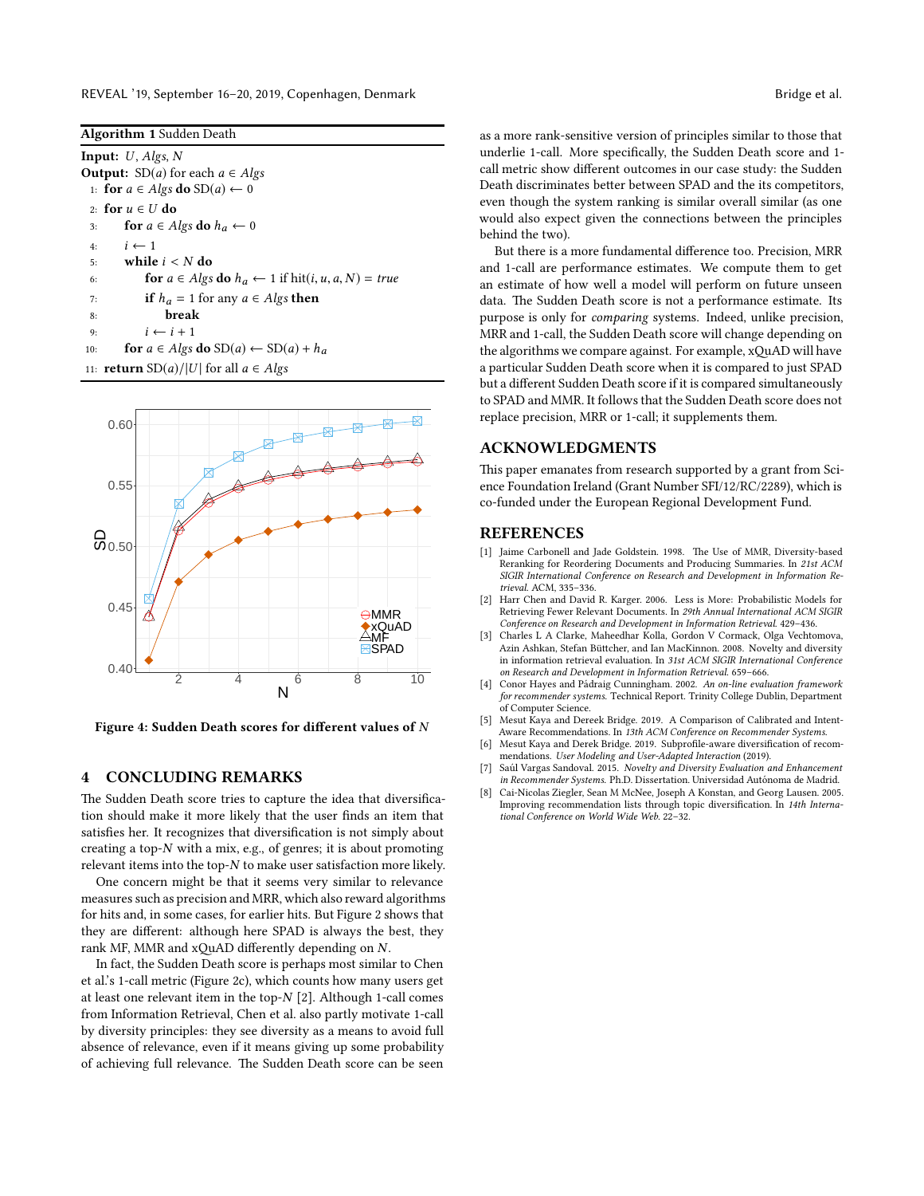**Algorithm 1** Sudden Death

**Input:** $U$, $Algs$, $N$
**Output:** SD($a$) for each $a \in Algs$

```
1:  for a ∈ Algs do SD(a) ← 0
2:  for u ∈ U do
3:      for a ∈ Algs do h_a ← 0
4:      i ← 1
5:      while i < N do
6:          for a ∈ Algs do h_a ← 1 if hit(i, u, a, N) = true
7:          if h_a = 1 for any a ∈ Algs then
8:              break
9:          i ← i + 1
10:     for a ∈ Algs do SD(a) ← SD(a) + h_a
11: return SD(a)/|U| for all a ∈ Algs
```

0.60
0.55
0.50
0.45
0.40
SD
2
4
6
8
10
N
MMR
xQuAD
MF
SPAD

**Figure 4: Sudden Death scores for different values of $N$**

## 4 CONCLUDING REMARKS

The Sudden Death score tries to capture the idea that diversification should make it more likely that the user finds an item that satisfies her. It recognizes that diversification is not simply about creating a top-$N$ with a mix, e.g., of genres; it is about promoting relevant items into the top-$N$ to make user satisfaction more likely.

One concern might be that it seems very similar to relevance measures such as precision and MRR, which also reward algorithms for hits and, in some cases, for earlier hits. But Figure 2 shows that they are different: although here SPAD is always the best, they rank MF, MMR and xQuAD differently depending on $N$.

In fact, the Sudden Death score is perhaps most similar to Chen et al.'s 1-call metric (Figure 2c), which counts how many users get at least one relevant item in the top-$N$ [2]. Although 1-call comes from Information Retrieval, Chen et al. also partly motivate 1-call by diversity principles: they see diversity as a means to avoid full absence of relevance, even if it means giving up some probability of achieving full relevance. The Sudden Death score can be seen as a more rank-sensitive version of principles similar to those that underlie 1-call. More specifically, the Sudden Death score and 1-call metric show different outcomes in our case study: the Sudden Death discriminates better between SPAD and the its competitors, even though the system ranking is similar overall similar (as one would also expect given the connections between the principles behind the two).

But there is a more fundamental difference too. Precision, MRR and 1-call are performance estimates. We compute them to get an estimate of how well a model will perform on future unseen data. The Sudden Death score is not a performance estimate. Its purpose is only for *comparing* systems. Indeed, unlike precision, MRR and 1-call, the Sudden Death score will change depending on the algorithms we compare against. For example, xQuAD will have a particular Sudden Death score when it is compared to just SPAD but a different Sudden Death score if it is compared simultaneously to SPAD and MMR. It follows that the Sudden Death score does not replace precision, MRR or 1-call; it supplements them.

## ACKNOWLEDGMENTS

This paper emanates from research supported by a grant from Science Foundation Ireland (Grant Number SFI/12/RC/2289), which is co-funded under the European Regional Development Fund.

## REFERENCES

[1] Jaime Carbonell and Jade Goldstein. 1998. The Use of MMR, Diversity-based Reranking for Reordering Documents and Producing Summaries. In *21st ACM SIGIR International Conference on Research and Development in Information Retrieval*. ACM, 335–336.

[2] Harr Chen and David R. Karger. 2006. Less is More: Probabilistic Models for Retrieving Fewer Relevant Documents. In *29th Annual International ACM SIGIR Conference on Research and Development in Information Retrieval*. 429–436.

[3] Charles L A Clarke, Maheedhar Kolla, Gordon V Cormack, Olga Vechtomova, Azin Ashkan, Stefan Büttcher, and Ian MacKinnon. 2008. Novelty and diversity in information retrieval evaluation. In *31st ACM SIGIR International Conference on Research and Development in Information Retrieval*. 659–666.

[4] Conor Hayes and Pádraig Cunningham. 2002. *An on-line evaluation framework for recommender systems*. Technical Report. Trinity College Dublin, Department of Computer Science.

[5] Mesut Kaya and Dereek Bridge. 2019. A Comparison of Calibrated and Intent-Aware Recommendations. In *13th ACM Conference on Recommender Systems*.

[6] Mesut Kaya and Derek Bridge. 2019. Subprofile-aware diversification of recommendations. *User Modeling and User-Adapted Interaction* (2019).

[7] Saúl Vargas Sandoval. 2015. *Novelty and Diversity Evaluation and Enhancement in Recommender Systems*. Ph.D. Dissertation. Universidad Autónoma de Madrid.

[8] Cai-Nicolas Ziegler, Sean M McNee, Joseph A Konstan, and Georg Lausen. 2005. Improving recommendation lists through topic diversification. In *14th International Conference on World Wide Web*. 22–32.